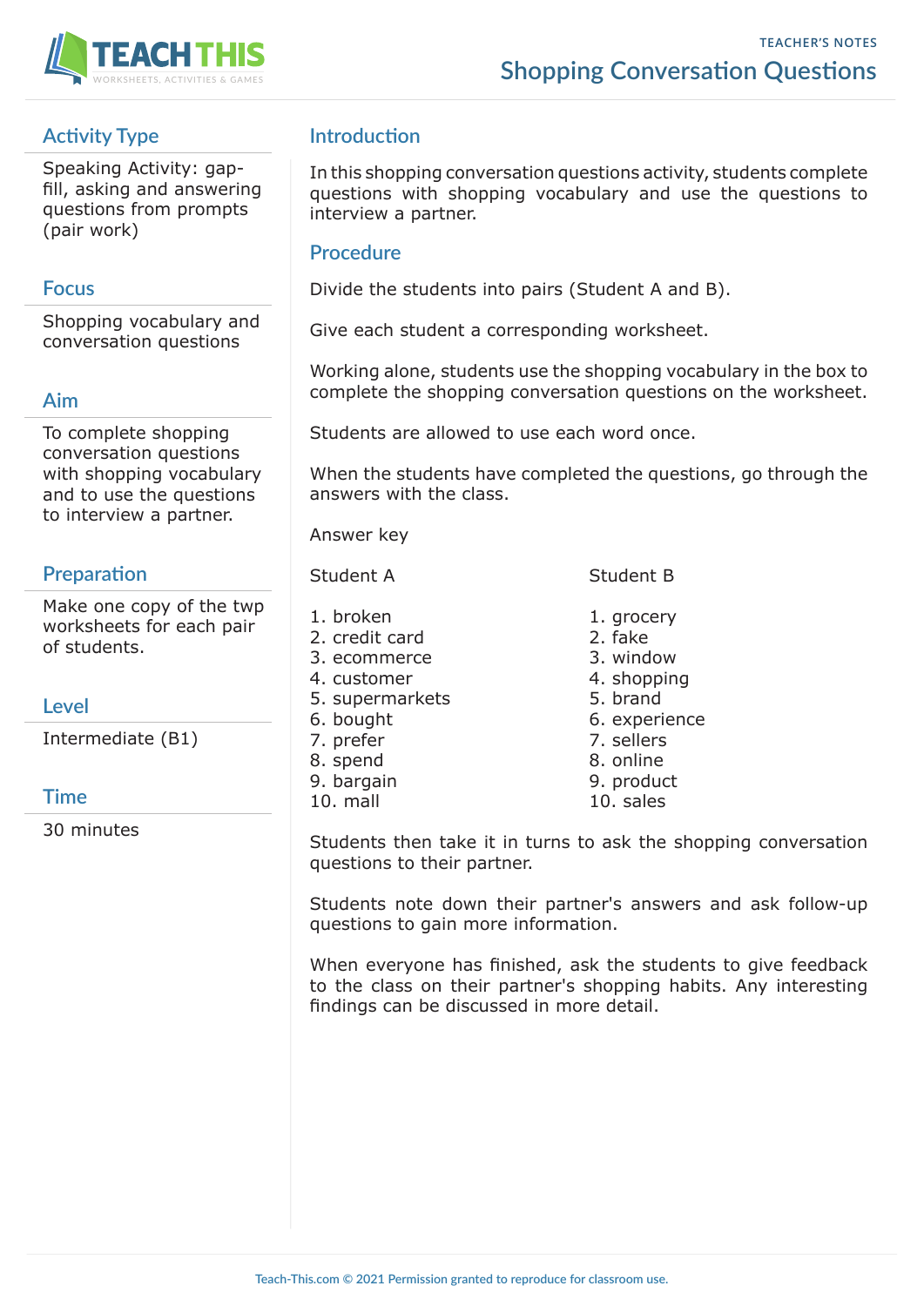# Shopping Conversation Questions

TEACHER'S NOTES

## Activity Type

Speaking Activity: gap-fill, asking and answering questions from prompts (pair work)

## Focus

Shopping vocabulary and conversation questions

## Aim

To complete shopping conversation questions with shopping vocabulary and to use the questions to interview a partner.

## Preparation

Make one copy of the twp worksheets for each pair of students.

## Level

Intermediate (B1)

## Time

30 minutes

## Introduction

In this shopping conversation questions activity, students complete questions with shopping vocabulary and use the questions to interview a partner.

## Procedure

Divide the students into pairs (Student A and B).

Give each student a corresponding worksheet.

Working alone, students use the shopping vocabulary in the box to complete the shopping conversation questions on the worksheet.

Students are allowed to use each word once.

When the students have completed the questions, go through the answers with the class.

Answer key

Student A

1. broken
2. credit card
3. ecommerce
4. customer
5. supermarkets
6. bought
7. prefer
8. spend
9. bargain
10. mall

Student B

1. grocery
2. fake
3. window
4. shopping
5. brand
6. experience
7. sellers
8. online
9. product
10. sales

Students then take it in turns to ask the shopping conversation questions to their partner.

Students note down their partner's answers and ask follow-up questions to gain more information.

When everyone has finished, ask the students to give feedback to the class on their partner's shopping habits. Any interesting findings can be discussed in more detail.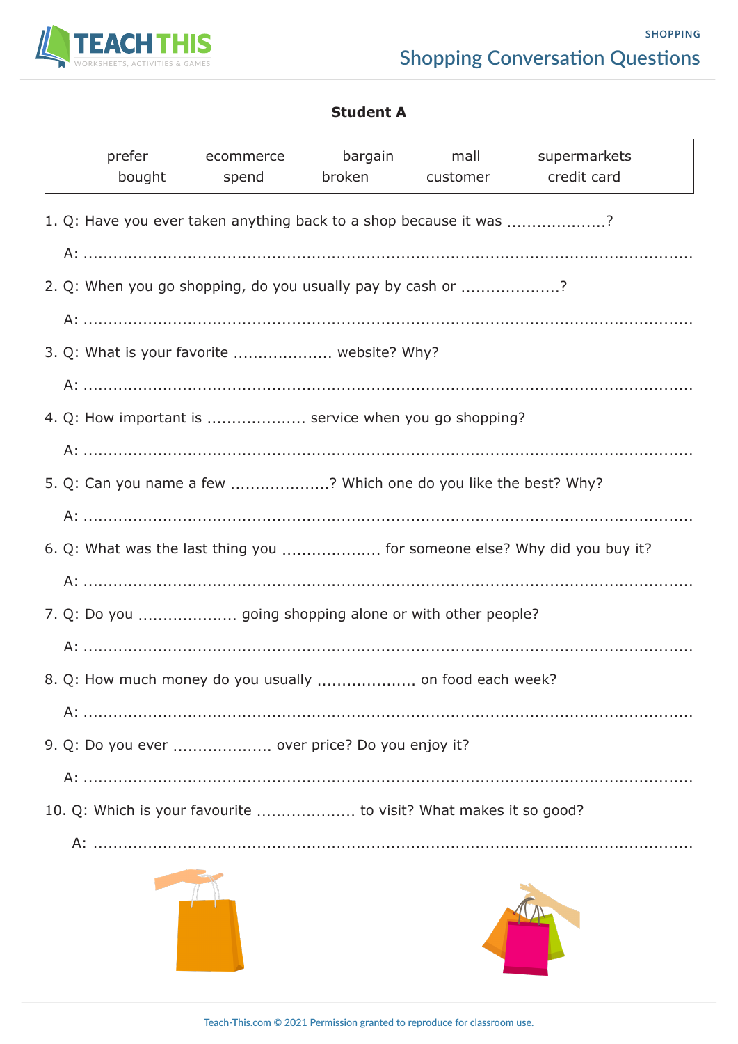**Student A**

| prefer | ecommerce | bargain | mall | supermarkets |
|---|---|---|---|---|
| bought | spend | broken | customer | credit card |

1. Q: Have you ever taken anything back to a shop because it was ...................?

   A: ......................................................................................................................................

2. Q: When you go shopping, do you usually pay by cash or ...................?

   A: ......................................................................................................................................

3. Q: What is your favorite ................... website? Why?

   A: ......................................................................................................................................

4. Q: How important is ................... service when you go shopping?

   A: ......................................................................................................................................

5. Q: Can you name a few ...................? Which one do you like the best? Why?

   A: ......................................................................................................................................

6. Q: What was the last thing you ................... for someone else? Why did you buy it?

   A: ......................................................................................................................................

7. Q: Do you ................... going shopping alone or with other people?

   A: ......................................................................................................................................

8. Q: How much money do you usually ................... on food each week?

   A: ......................................................................................................................................

9. Q: Do you ever ................... over price? Do you enjoy it?

   A: ......................................................................................................................................

10. Q: Which is your favourite ................... to visit? What makes it so good?

    A: ......................................................................................................................................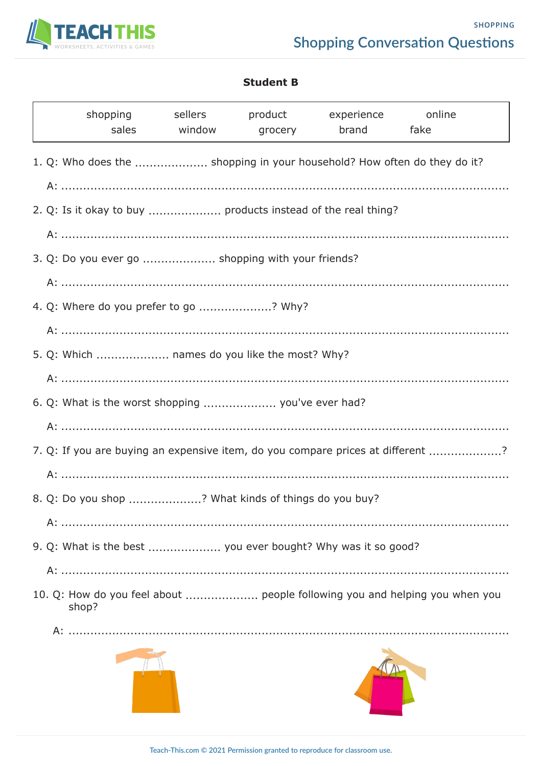SHOPPING

# Shopping Conversation Questions

**Student B**

| | | | | |
|---|---|---|---|---|
| shopping | sellers | product | experience | online |
| sales | window | grocery | brand | fake |

1. Q: Who does the .................... shopping in your household? How often do they do it?

   A: ........................................................................................................................

2. Q: Is it okay to buy .................... products instead of the real thing?

   A: ........................................................................................................................

3. Q: Do you ever go .................... shopping with your friends?

   A: ........................................................................................................................

4. Q: Where do you prefer to go ....................? Why?

   A: ........................................................................................................................

5. Q: Which .................... names do you like the most? Why?

   A: ........................................................................................................................

6. Q: What is the worst shopping .................... you've ever had?

   A: ........................................................................................................................

7. Q: If you are buying an expensive item, do you compare prices at different ....................?

   A: ........................................................................................................................

8. Q: Do you shop ....................? What kinds of things do you buy?

   A: ........................................................................................................................

9. Q: What is the best .................... you ever bought? Why was it so good?

   A: ........................................................................................................................

10. Q: How do you feel about .................... people following you and helping you when you shop?

    A: ........................................................................................................................

Teach-This.com © 2021 Permission granted to reproduce for classroom use.